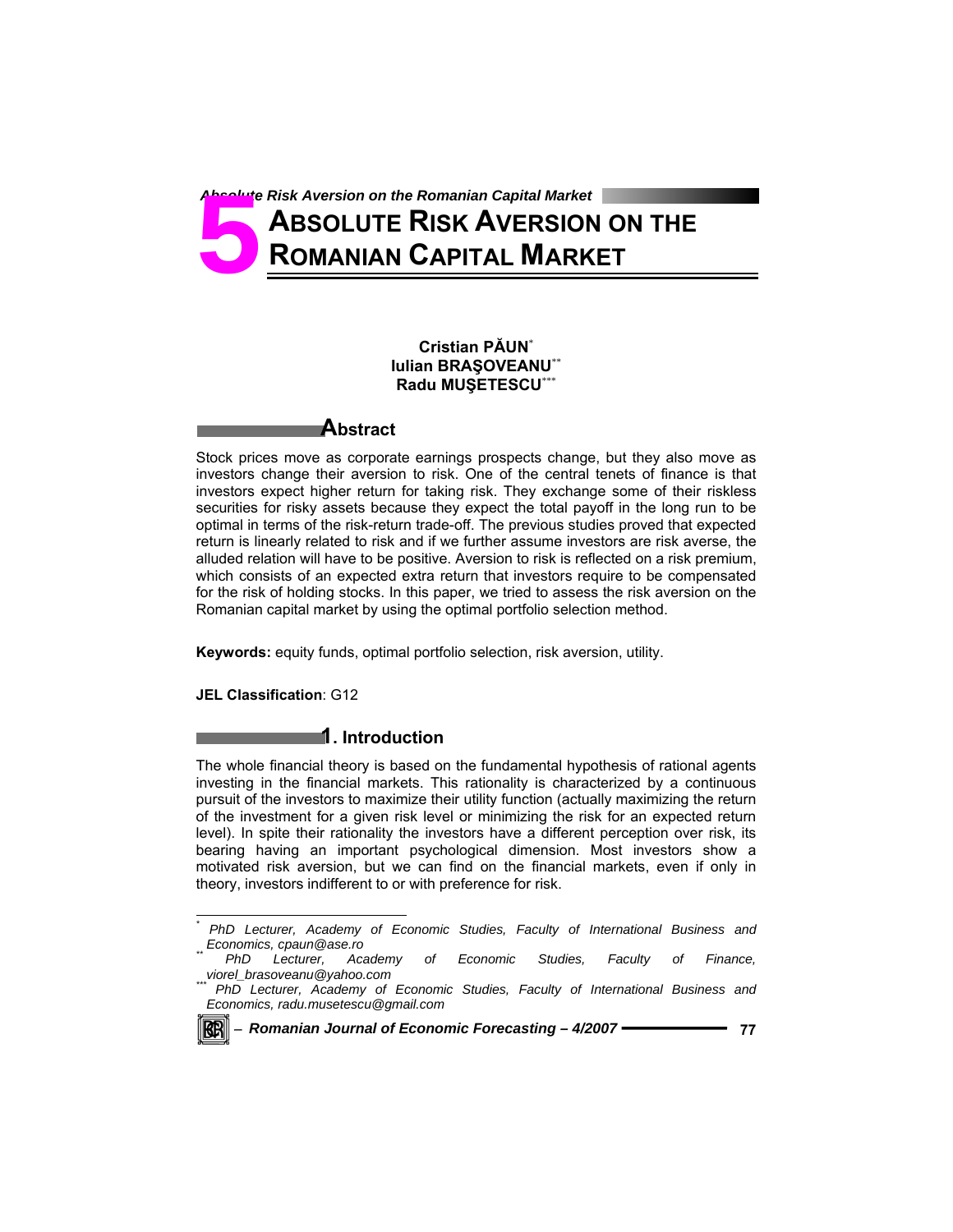# 5 ABSOLUTE RISK AVERSION ON THE ROMANIAN CAPITAL MARKET

**Cristian PĂUN**[*]
**Iulian BRAŞOVEANU**[**]
**Radu MUŞETESCU**[***]

## Abstract

Stock prices move as corporate earnings prospects change, but they also move as investors change their aversion to risk. One of the central tenets of finance is that investors expect higher return for taking risk. They exchange some of their riskless securities for risky assets because they expect the total payoff in the long run to be optimal in terms of the risk-return trade-off. The previous studies proved that expected return is linearly related to risk and if we further assume investors are risk averse, the alluded relation will have to be positive. Aversion to risk is reflected on a risk premium, which consists of an expected extra return that investors require to be compensated for the risk of holding stocks. In this paper, we tried to assess the risk aversion on the Romanian capital market by using the optimal portfolio selection method.

**Keywords:** equity funds, optimal portfolio selection, risk aversion, utility.

**JEL Classification**: G12

## 1. Introduction

The whole financial theory is based on the fundamental hypothesis of rational agents investing in the financial markets. This rationality is characterized by a continuous pursuit of the investors to maximize their utility function (actually maximizing the return of the investment for a given risk level or minimizing the risk for an expected return level). In spite their rationality the investors have a different perception over risk, its bearing having an important psychological dimension. Most investors show a motivated risk aversion, but we can find on the financial markets, even if only in theory, investors indifferent to or with preference for risk.

---

[*] *PhD Lecturer, Academy of Economic Studies, Faculty of International Business and Economics, cpaun@ase.ro*

[**] *PhD Lecturer, Academy of Economic Studies, Faculty of Finance, viorel_brasoveanu@yahoo.com*

[***] *PhD Lecturer, Academy of Economic Studies, Faculty of International Business and Economics, radu.musetescu@gmail.com*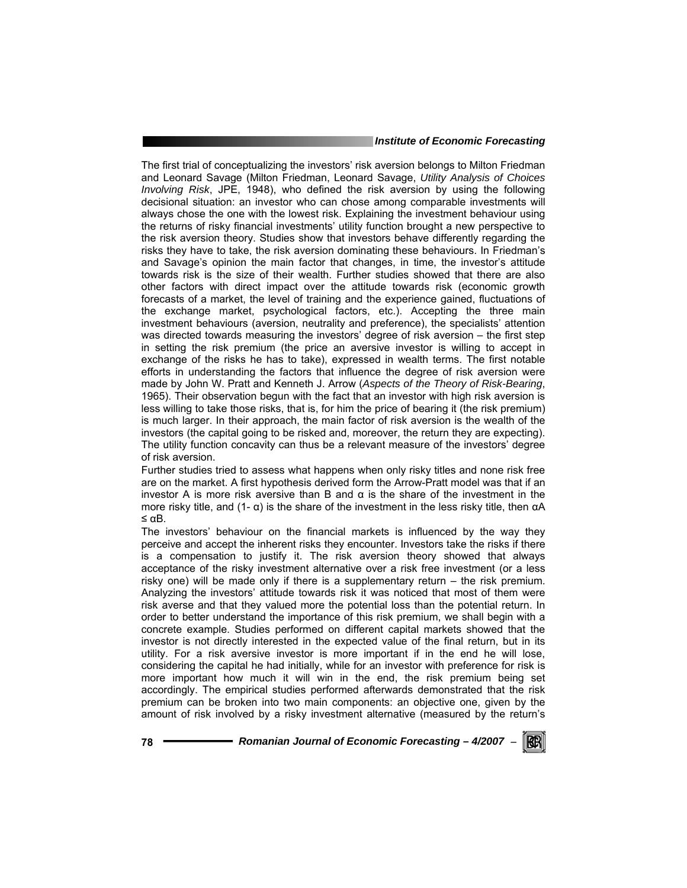The first trial of conceptualizing the investors' risk aversion belongs to Milton Friedman and Leonard Savage (Milton Friedman, Leonard Savage, *Utility Analysis of Choices Involving Risk*, JPE, 1948), who defined the risk aversion by using the following decisional situation: an investor who can chose among comparable investments will always chose the one with the lowest risk. Explaining the investment behaviour using the returns of risky financial investments' utility function brought a new perspective to the risk aversion theory. Studies show that investors behave differently regarding the risks they have to take, the risk aversion dominating these behaviours. In Friedman's and Savage's opinion the main factor that changes, in time, the investor's attitude towards risk is the size of their wealth. Further studies showed that there are also other factors with direct impact over the attitude towards risk (economic growth forecasts of a market, the level of training and the experience gained, fluctuations of the exchange market, psychological factors, etc.). Accepting the three main investment behaviours (aversion, neutrality and preference), the specialists' attention was directed towards measuring the investors' degree of risk aversion – the first step in setting the risk premium (the price an aversive investor is willing to accept in exchange of the risks he has to take), expressed in wealth terms. The first notable efforts in understanding the factors that influence the degree of risk aversion were made by John W. Pratt and Kenneth J. Arrow (*Aspects of the Theory of Risk-Bearing*, 1965). Their observation begun with the fact that an investor with high risk aversion is less willing to take those risks, that is, for him the price of bearing it (the risk premium) is much larger. In their approach, the main factor of risk aversion is the wealth of the investors (the capital going to be risked and, moreover, the return they are expecting). The utility function concavity can thus be a relevant measure of the investors' degree of risk aversion.

Further studies tried to assess what happens when only risky titles and none risk free are on the market. A first hypothesis derived form the Arrow-Pratt model was that if an investor A is more risk aversive than B and $\alpha$ is the share of the investment in the more risky title, and $(1-\alpha)$ is the share of the investment in the less risky title, then $\alpha A \leq \alpha B$.

The investors' behaviour on the financial markets is influenced by the way they perceive and accept the inherent risks they encounter. Investors take the risks if there is a compensation to justify it. The risk aversion theory showed that always acceptance of the risky investment alternative over a risk free investment (or a less risky one) will be made only if there is a supplementary return – the risk premium. Analyzing the investors' attitude towards risk it was noticed that most of them were risk averse and that they valued more the potential loss than the potential return. In order to better understand the importance of this risk premium, we shall begin with a concrete example. Studies performed on different capital markets showed that the investor is not directly interested in the expected value of the final return, but in its utility. For a risk aversive investor is more important if in the end he will lose, considering the capital he had initially, while for an investor with preference for risk is more important how much it will win in the end, the risk premium being set accordingly. The empirical studies performed afterwards demonstrated that the risk premium can be broken into two main components: an objective one, given by the amount of risk involved by a risky investment alternative (measured by the return's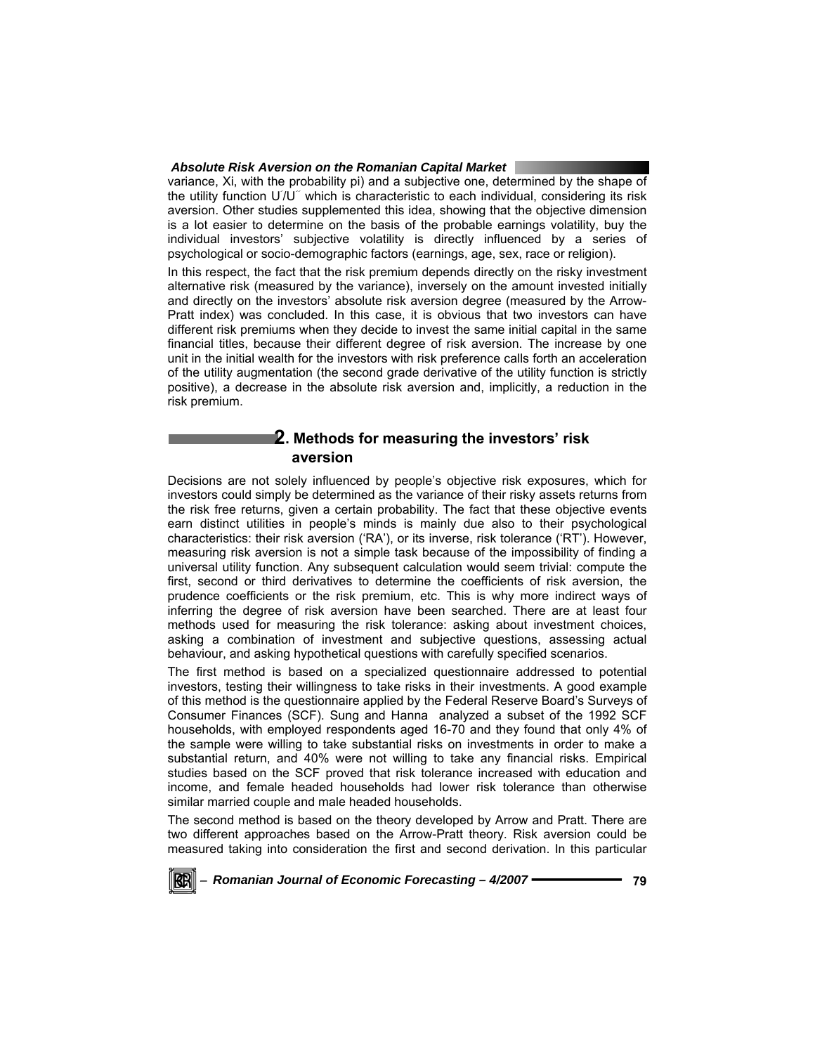variance, Xi, with the probability pi) and a subjective one, determined by the shape of the utility function $U'/U''$ which is characteristic to each individual, considering its risk aversion. Other studies supplemented this idea, showing that the objective dimension is a lot easier to determine on the basis of the probable earnings volatility, buy the individual investors' subjective volatility is directly influenced by a series of psychological or socio-demographic factors (earnings, age, sex, race or religion).

In this respect, the fact that the risk premium depends directly on the risky investment alternative risk (measured by the variance), inversely on the amount invested initially and directly on the investors' absolute risk aversion degree (measured by the Arrow-Pratt index) was concluded. In this case, it is obvious that two investors can have different risk premiums when they decide to invest the same initial capital in the same financial titles, because their different degree of risk aversion. The increase by one unit in the initial wealth for the investors with risk preference calls forth an acceleration of the utility augmentation (the second grade derivative of the utility function is strictly positive), a decrease in the absolute risk aversion and, implicitly, a reduction in the risk premium.

## 2. Methods for measuring the investors' risk aversion

Decisions are not solely influenced by people's objective risk exposures, which for investors could simply be determined as the variance of their risky assets returns from the risk free returns, given a certain probability. The fact that these objective events earn distinct utilities in people's minds is mainly due also to their psychological characteristics: their risk aversion ('RA'), or its inverse, risk tolerance ('RT'). However, measuring risk aversion is not a simple task because of the impossibility of finding a universal utility function. Any subsequent calculation would seem trivial: compute the first, second or third derivatives to determine the coefficients of risk aversion, the prudence coefficients or the risk premium, etc. This is why more indirect ways of inferring the degree of risk aversion have been searched. There are at least four methods used for measuring the risk tolerance: asking about investment choices, asking a combination of investment and subjective questions, assessing actual behaviour, and asking hypothetical questions with carefully specified scenarios.

The first method is based on a specialized questionnaire addressed to potential investors, testing their willingness to take risks in their investments. A good example of this method is the questionnaire applied by the Federal Reserve Board's Surveys of Consumer Finances (SCF). Sung and Hanna analyzed a subset of the 1992 SCF households, with employed respondents aged 16-70 and they found that only 4% of the sample were willing to take substantial risks on investments in order to make a substantial return, and 40% were not willing to take any financial risks. Empirical studies based on the SCF proved that risk tolerance increased with education and income, and female headed households had lower risk tolerance than otherwise similar married couple and male headed households.

The second method is based on the theory developed by Arrow and Pratt. There are two different approaches based on the Arrow-Pratt theory. Risk aversion could be measured taking into consideration the first and second derivation. In this particular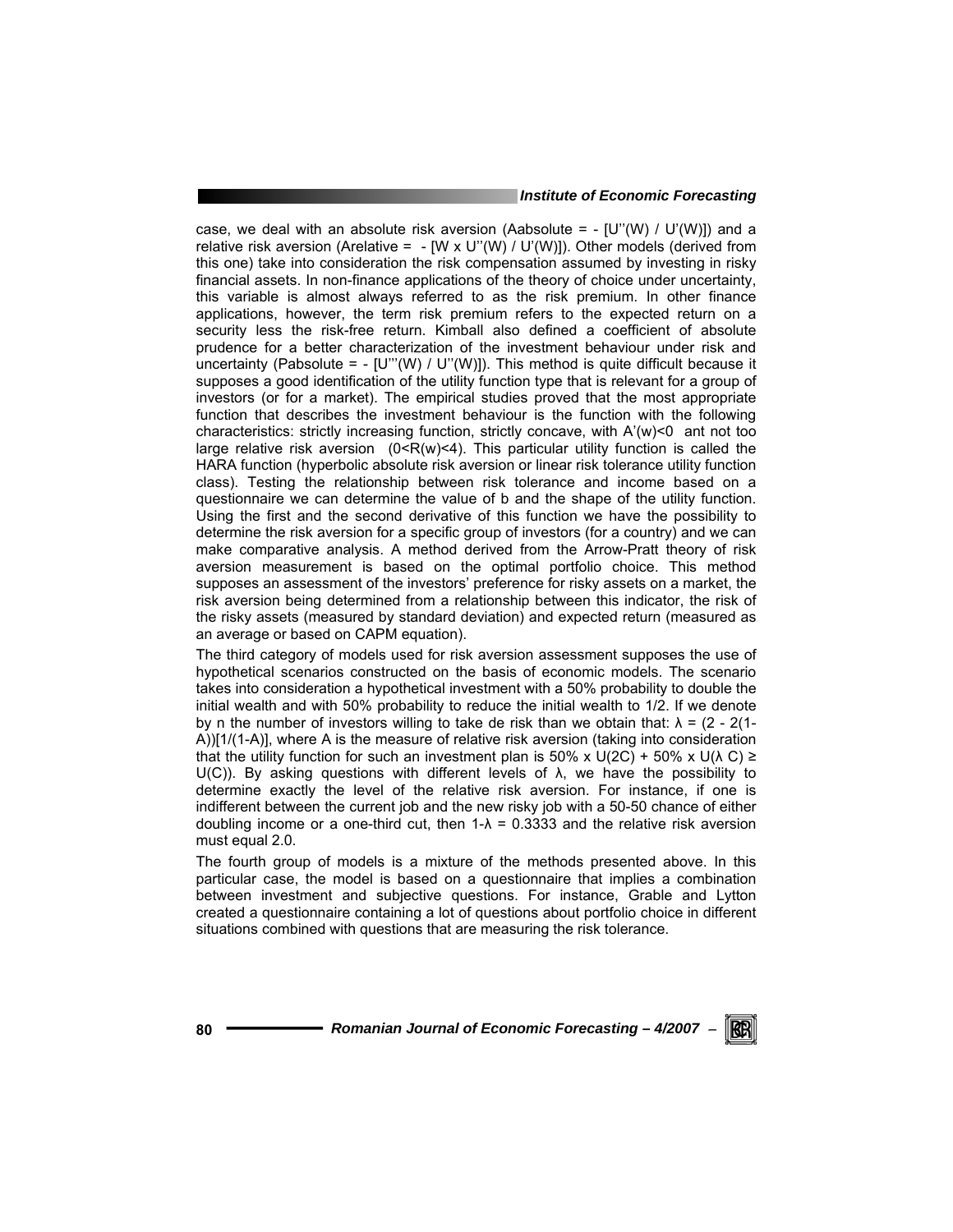case, we deal with an absolute risk aversion ($A_{absolute} = -[U''(W) / U'(W)]$) and a relative risk aversion ($A_{relative} = -[W \times U''(W) / U'(W)]$). Other models (derived from this one) take into consideration the risk compensation assumed by investing in risky financial assets. In non-finance applications of the theory of choice under uncertainty, this variable is almost always referred to as the risk premium. In other finance applications, however, the term risk premium refers to the expected return on a security less the risk-free return. Kimball also defined a coefficient of absolute prudence for a better characterization of the investment behaviour under risk and uncertainty ($P_{absolute} = -[U'''(W) / U''(W)]$). This method is quite difficult because it supposes a good identification of the utility function type that is relevant for a group of investors (or for a market). The empirical studies proved that the most appropriate function that describes the investment behaviour is the function with the following characteristics: strictly increasing function, strictly concave, with $A'(w)<0$ ant not too large relative risk aversion ($0<R(w)<4$). This particular utility function is called the HARA function (hyperbolic absolute risk aversion or linear risk tolerance utility function class). Testing the relationship between risk tolerance and income based on a questionnaire we can determine the value of b and the shape of the utility function. Using the first and the second derivative of this function we have the possibility to determine the risk aversion for a specific group of investors (for a country) and we can make comparative analysis. A method derived from the Arrow-Pratt theory of risk aversion measurement is based on the optimal portfolio choice. This method supposes an assessment of the investors' preference for risky assets on a market, the risk aversion being determined from a relationship between this indicator, the risk of the risky assets (measured by standard deviation) and expected return (measured as an average or based on CAPM equation).

The third category of models used for risk aversion assessment supposes the use of hypothetical scenarios constructed on the basis of economic models. The scenario takes into consideration a hypothetical investment with a 50% probability to double the initial wealth and with 50% probability to reduce the initial wealth to 1/2. If we denote by n the number of investors willing to take de risk than we obtain that: $\lambda = (2 - 2(1-A))[1/(1-A)]$, where A is the measure of relative risk aversion (taking into consideration that the utility function for such an investment plan is $50\% \times U(2C) + 50\% \times U(\lambda C) \geq U(C)$). By asking questions with different levels of $\lambda$, we have the possibility to determine exactly the level of the relative risk aversion. For instance, if one is indifferent between the current job and the new risky job with a 50-50 chance of either doubling income or a one-third cut, then $1-\lambda = 0.3333$ and the relative risk aversion must equal 2.0.

The fourth group of models is a mixture of the methods presented above. In this particular case, the model is based on a questionnaire that implies a combination between investment and subjective questions. For instance, Grable and Lytton created a questionnaire containing a lot of questions about portfolio choice in different situations combined with questions that are measuring the risk tolerance.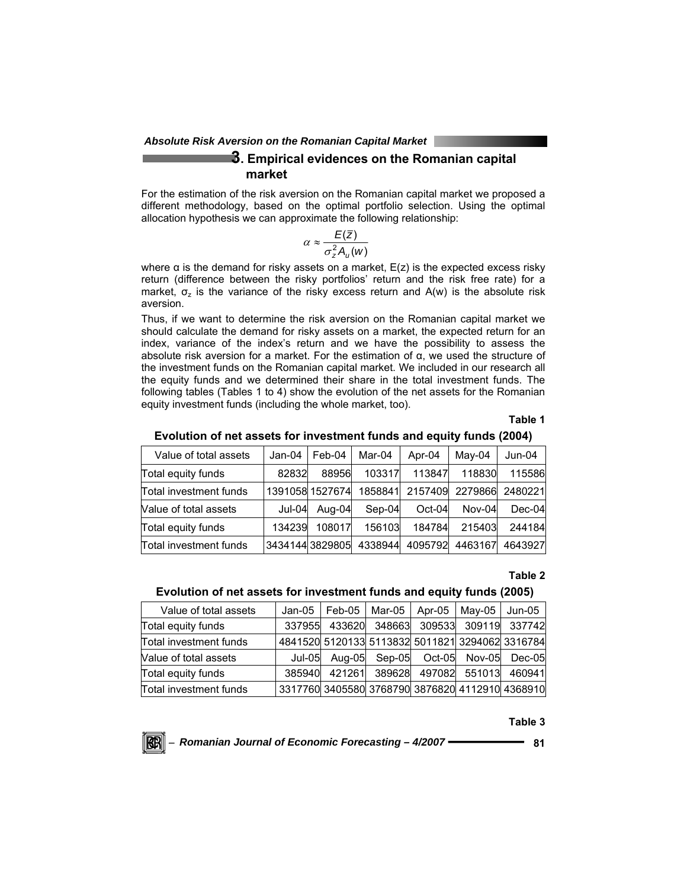## 3. Empirical evidences on the Romanian capital market

For the estimation of the risk aversion on the Romanian capital market we proposed a different methodology, based on the optimal portfolio selection. Using the optimal allocation hypothesis we can approximate the following relationship:

$$\alpha \approx \frac{E(\bar{z})}{\sigma_z^2 A_u(w)}$$

where α is the demand for risky assets on a market, E(z) is the expected excess risky return (difference between the risky portfolios' return and the risk free rate) for a market, $\sigma_z$ is the variance of the risky excess return and A(w) is the absolute risk aversion.

Thus, if we want to determine the risk aversion on the Romanian capital market we should calculate the demand for risky assets on a market, the expected return for an index, variance of the index's return and we have the possibility to assess the absolute risk aversion for a market. For the estimation of α, we used the structure of the investment funds on the Romanian capital market. We included in our research all the equity funds and we determined their share in the total investment funds. The following tables (Tables 1 to 4) show the evolution of the net assets for the Romanian equity investment funds (including the whole market, too).

**Table 1**

**Evolution of net assets for investment funds and equity funds (2004)**

| Value of total assets | Jan-04 | Feb-04 | Mar-04 | Apr-04 | May-04 | Jun-04 |
|---|---|---|---|---|---|---|
| Total equity funds | 82832 | 88956 | 103317 | 113847 | 118830 | 115586 |
| Total investment funds | 1391058 | 1527674 | 1858841 | 2157409 | 2279866 | 2480221 |
| Value of total assets | Jul-04 | Aug-04 | Sep-04 | Oct-04 | Nov-04 | Dec-04 |
| Total equity funds | 134239 | 108017 | 156103 | 184784 | 215403 | 244184 |
| Total investment funds | 3434144 | 3829805 | 4338944 | 4095792 | 4463167 | 4643927 |

**Table 2**

**Evolution of net assets for investment funds and equity funds (2005)**

| Value of total assets | Jan-05 | Feb-05 | Mar-05 | Apr-05 | May-05 | Jun-05 |
|---|---|---|---|---|---|---|
| Total equity funds | 337955 | 433620 | 348663 | 309533 | 309119 | 337742 |
| Total investment funds | 4841520 | 5120133 | 5113832 | 5011821 | 3294062 | 3316784 |
| Value of total assets | Jul-05 | Aug-05 | Sep-05 | Oct-05 | Nov-05 | Dec-05 |
| Total equity funds | 385940 | 421261 | 389628 | 497082 | 551013 | 460941 |
| Total investment funds | 3317760 | 3405580 | 3768790 | 3876820 | 4112910 | 4368910 |

**Table 3**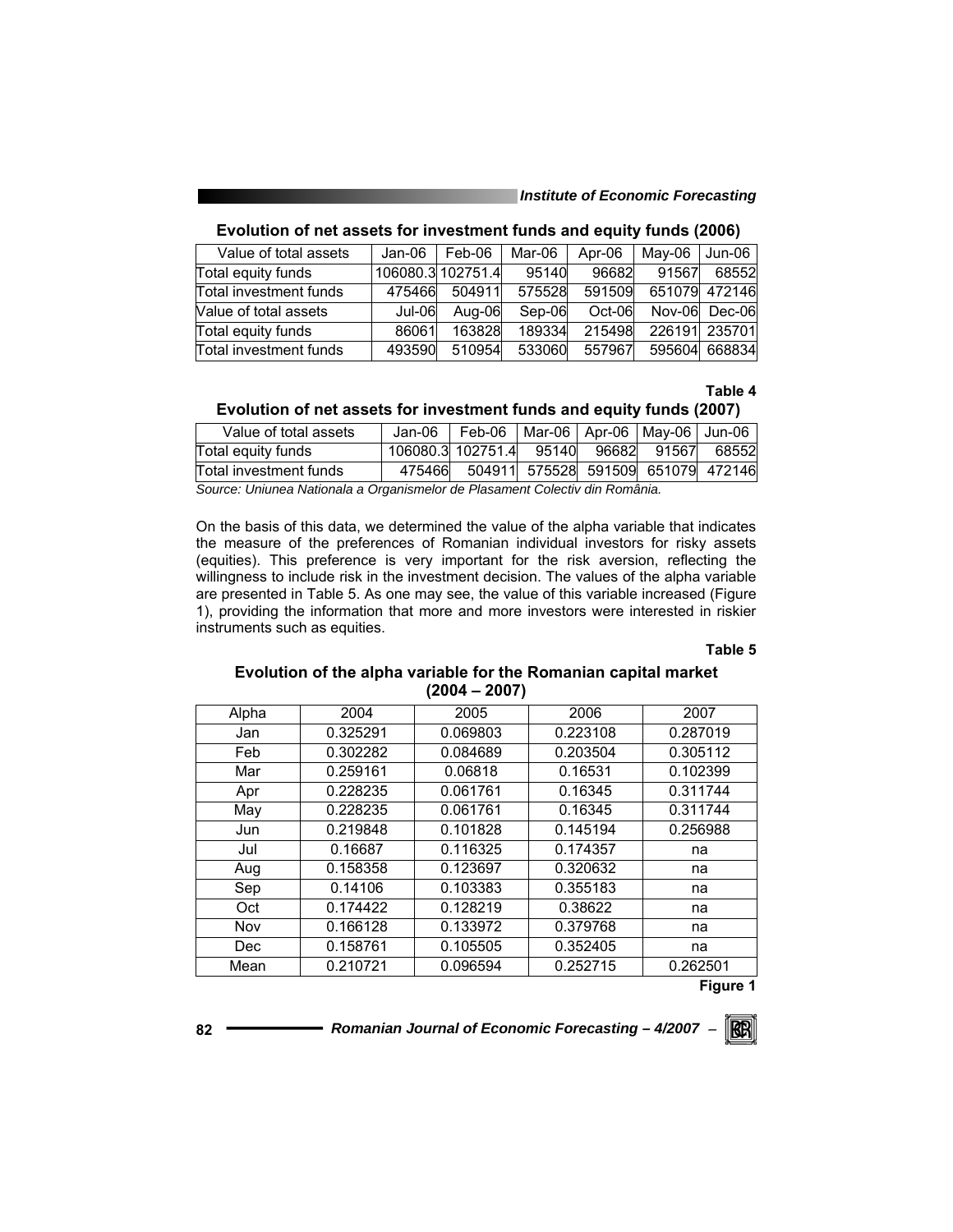**Evolution of net assets for investment funds and equity funds (2006)**

| Value of total assets | Jan-06 | Feb-06 | Mar-06 | Apr-06 | May-06 | Jun-06 |
|---|---|---|---|---|---|---|
| Total equity funds | 106080.3 | 102751.4 | 95140 | 96682 | 91567 | 68552 |
| Total investment funds | 475466 | 504911 | 575528 | 591509 | 651079 | 472146 |
| Value of total assets | Jul-06 | Aug-06 | Sep-06 | Oct-06 | Nov-06 | Dec-06 |
| Total equity funds | 86061 | 163828 | 189334 | 215498 | 226191 | 235701 |
| Total investment funds | 493590 | 510954 | 533060 | 557967 | 595604 | 668834 |

**Table 4**

**Evolution of net assets for investment funds and equity funds (2007)**

| Value of total assets | Jan-06 | Feb-06 | Mar-06 | Apr-06 | May-06 | Jun-06 |
|---|---|---|---|---|---|---|
| Total equity funds | 106080.3 | 102751.4 | 95140 | 96682 | 91567 | 68552 |
| Total investment funds | 475466 | 504911 | 575528 | 591509 | 651079 | 472146 |

*Source: Uniunea Nationala a Organismelor de Plasament Colectiv din România.*

On the basis of this data, we determined the value of the alpha variable that indicates the measure of the preferences of Romanian individual investors for risky assets (equities). This preference is very important for the risk aversion, reflecting the willingness to include risk in the investment decision. The values of the alpha variable are presented in Table 5. As one may see, the value of this variable increased (Figure 1), providing the information that more and more investors were interested in riskier instruments such as equities.

**Table 5**

**Evolution of the alpha variable for the Romanian capital market (2004 – 2007)**

| Alpha | 2004 | 2005 | 2006 | 2007 |
|---|---|---|---|---|
| Jan | 0.325291 | 0.069803 | 0.223108 | 0.287019 |
| Feb | 0.302282 | 0.084689 | 0.203504 | 0.305112 |
| Mar | 0.259161 | 0.06818 | 0.16531 | 0.102399 |
| Apr | 0.228235 | 0.061761 | 0.16345 | 0.311744 |
| May | 0.228235 | 0.061761 | 0.16345 | 0.311744 |
| Jun | 0.219848 | 0.101828 | 0.145194 | 0.256988 |
| Jul | 0.16687 | 0.116325 | 0.174357 | na |
| Aug | 0.158358 | 0.123697 | 0.320632 | na |
| Sep | 0.14106 | 0.103383 | 0.355183 | na |
| Oct | 0.174422 | 0.128219 | 0.38622 | na |
| Nov | 0.166128 | 0.133972 | 0.379768 | na |
| Dec | 0.158761 | 0.105505 | 0.352405 | na |
| Mean | 0.210721 | 0.096594 | 0.252715 | 0.262501 |

**Figure 1**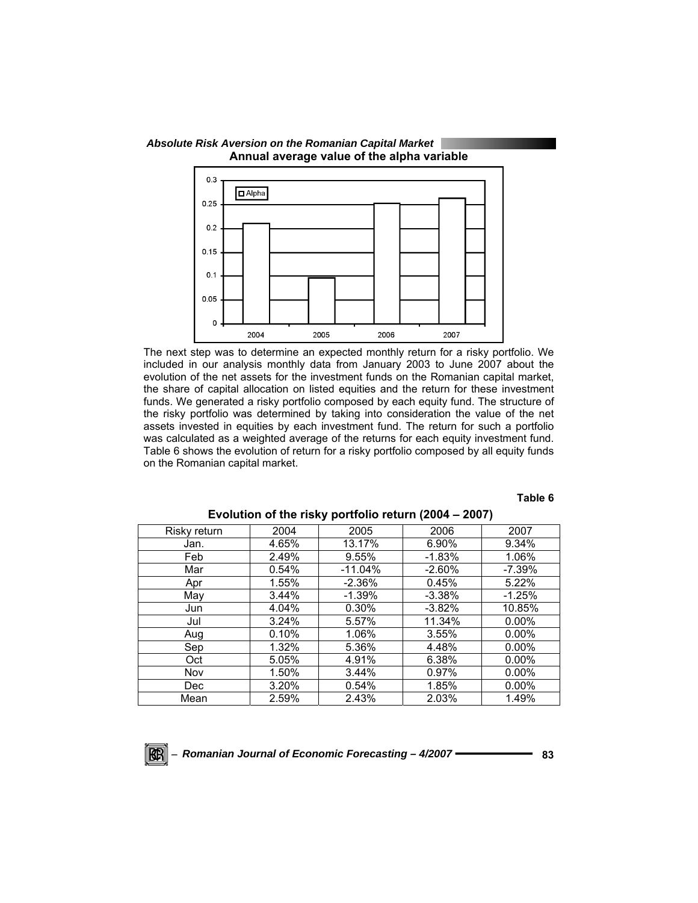**Annual average value of the alpha variable**

The next step was to determine an expected monthly return for a risky portfolio. We included in our analysis monthly data from January 2003 to June 2007 about the evolution of the net assets for the investment funds on the Romanian capital market, the share of capital allocation on listed equities and the return for these investment funds. We generated a risky portfolio composed by each equity fund. The structure of the risky portfolio was determined by taking into consideration the value of the net assets invested in equities by each investment fund. The return for such a portfolio was calculated as a weighted average of the returns for each equity investment fund. Table 6 shows the evolution of return for a risky portfolio composed by all equity funds on the Romanian capital market.

**Table 6**

**Evolution of the risky portfolio return (2004 – 2007)**

| Risky return | 2004 | 2005 | 2006 | 2007 |
|---|---|---|---|---|
| Jan. | 4.65% | 13.17% | 6.90% | 9.34% |
| Feb | 2.49% | 9.55% | -1.83% | 1.06% |
| Mar | 0.54% | -11.04% | -2.60% | -7.39% |
| Apr | 1.55% | -2.36% | 0.45% | 5.22% |
| May | 3.44% | -1.39% | -3.38% | -1.25% |
| Jun | 4.04% | 0.30% | -3.82% | 10.85% |
| Jul | 3.24% | 5.57% | 11.34% | 0.00% |
| Aug | 0.10% | 1.06% | 3.55% | 0.00% |
| Sep | 1.32% | 5.36% | 4.48% | 0.00% |
| Oct | 5.05% | 4.91% | 6.38% | 0.00% |
| Nov | 1.50% | 3.44% | 0.97% | 0.00% |
| Dec | 3.20% | 0.54% | 1.85% | 0.00% |
| Mean | 2.59% | 2.43% | 2.03% | 1.49% |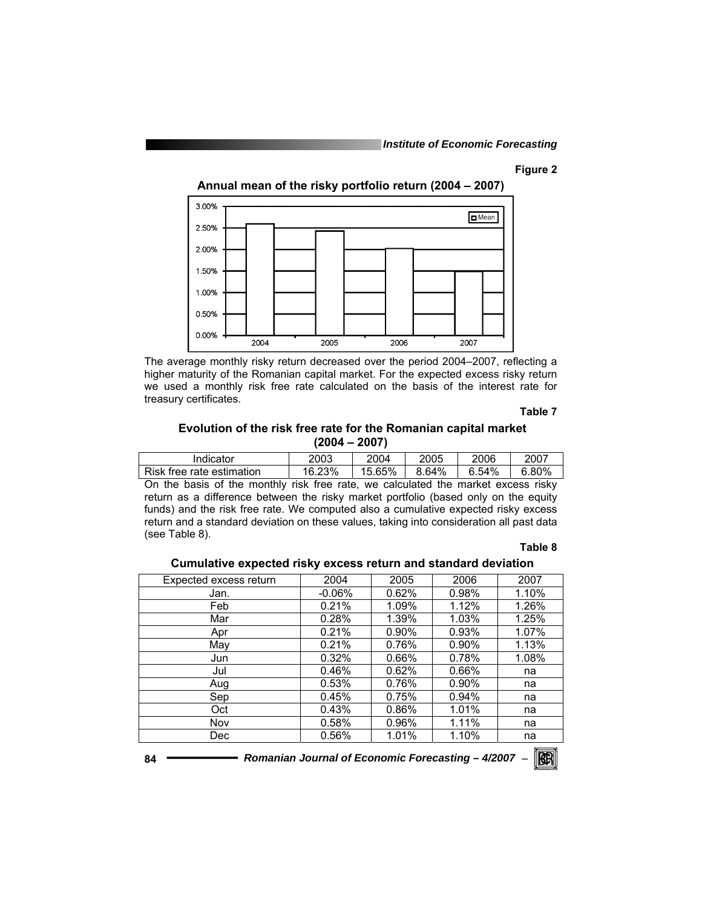**Figure 2**

**Annual mean of the risky portfolio return (2004 – 2007)**

The average monthly risky return decreased over the period 2004–2007, reflecting a higher maturity of the Romanian capital market. For the expected excess risky return we used a monthly risk free rate calculated on the basis of the interest rate for treasury certificates.

**Table 7**

**Evolution of the risk free rate for the Romanian capital market (2004 – 2007)**

| Indicator | 2003 | 2004 | 2005 | 2006 | 2007 |
|---|---|---|---|---|---|
| Risk free rate estimation | 16.23% | 15.65% | 8.64% | 6.54% | 6.80% |

On the basis of the monthly risk free rate, we calculated the market excess risky return as a difference between the risky market portfolio (based only on the equity funds) and the risk free rate. We computed also a cumulative expected risky excess return and a standard deviation on these values, taking into consideration all past data (see Table 8).

**Table 8**

**Cumulative expected risky excess return and standard deviation**

| Expected excess return | 2004 | 2005 | 2006 | 2007 |
|---|---|---|---|---|
| Jan. | -0.06% | 0.62% | 0.98% | 1.10% |
| Feb | 0.21% | 1.09% | 1.12% | 1.26% |
| Mar | 0.28% | 1.39% | 1.03% | 1.25% |
| Apr | 0.21% | 0.90% | 0.93% | 1.07% |
| May | 0.21% | 0.76% | 0.90% | 1.13% |
| Jun | 0.32% | 0.66% | 0.78% | 1.08% |
| Jul | 0.46% | 0.62% | 0.66% | na |
| Aug | 0.53% | 0.76% | 0.90% | na |
| Sep | 0.45% | 0.75% | 0.94% | na |
| Oct | 0.43% | 0.86% | 1.01% | na |
| Nov | 0.58% | 0.96% | 1.11% | na |
| Dec | 0.56% | 1.01% | 1.10% | na |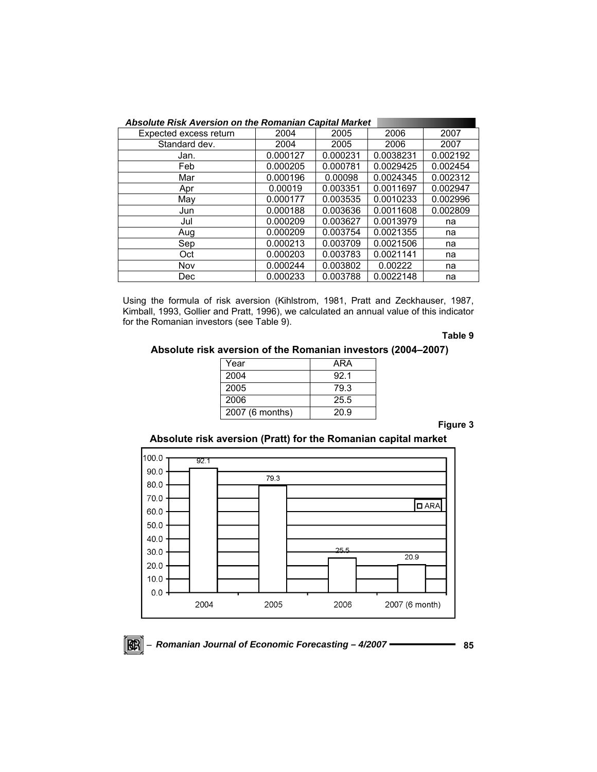***Absolute Risk Aversion on the Romanian Capital Market***

| Expected excess return | 2004 | 2005 | 2006 | 2007 |
|---|---|---|---|---|
| Standard dev. | 2004 | 2005 | 2006 | 2007 |
| Jan. | 0.000127 | 0.000231 | 0.0038231 | 0.002192 |
| Feb | 0.000205 | 0.000781 | 0.0029425 | 0.002454 |
| Mar | 0.000196 | 0.00098 | 0.0024345 | 0.002312 |
| Apr | 0.00019 | 0.003351 | 0.0011697 | 0.002947 |
| May | 0.000177 | 0.003535 | 0.0010233 | 0.002996 |
| Jun | 0.000188 | 0.003636 | 0.0011608 | 0.002809 |
| Jul | 0.000209 | 0.003627 | 0.0013979 | na |
| Aug | 0.000209 | 0.003754 | 0.0021355 | na |
| Sep | 0.000213 | 0.003709 | 0.0021506 | na |
| Oct | 0.000203 | 0.003783 | 0.0021141 | na |
| Nov | 0.000244 | 0.003802 | 0.00222 | na |
| Dec | 0.000233 | 0.003788 | 0.0022148 | na |

Using the formula of risk aversion (Kihlstrom, 1981, Pratt and Zeckhauser, 1987, Kimball, 1993, Gollier and Pratt, 1996), we calculated an annual value of this indicator for the Romanian investors (see Table 9).

**Table 9**

**Absolute risk aversion of the Romanian investors (2004–2007)**

| Year | ARA |
|---|---|
| 2004 | 92.1 |
| 2005 | 79.3 |
| 2006 | 25.5 |
| 2007 (6 months) | 20.9 |

**Figure 3**

**Absolute risk aversion (Pratt) for the Romanian capital market**

| | ARA |
|---|---|
| 2004 | 92.1 |
| 2005 | 79.3 |
| 2006 | 25.5 |
| 2007 (6 month) | 20.9 |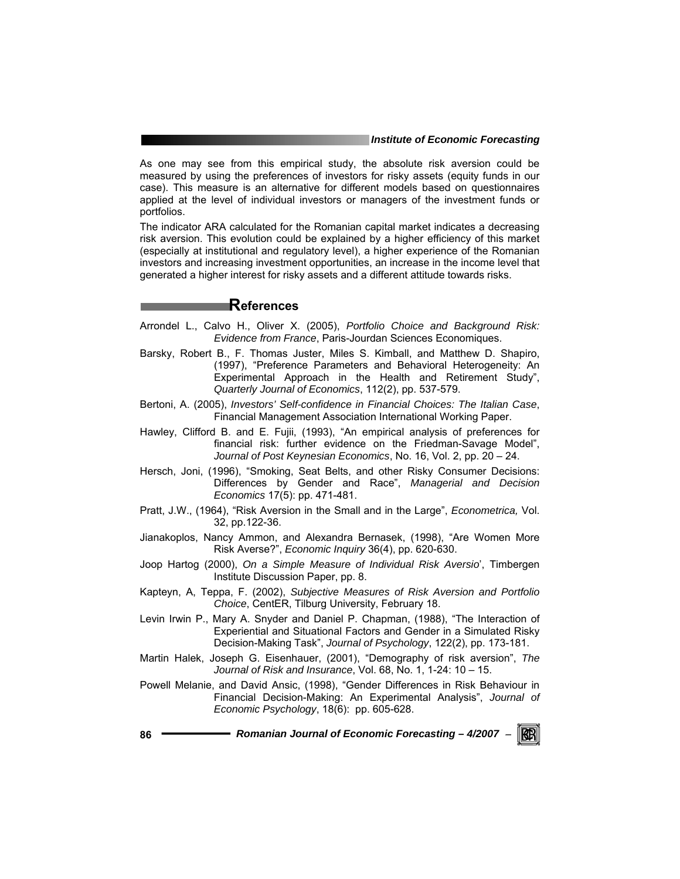As one may see from this empirical study, the absolute risk aversion could be measured by using the preferences of investors for risky assets (equity funds in our case). This measure is an alternative for different models based on questionnaires applied at the level of individual investors or managers of the investment funds or portfolios.

The indicator ARA calculated for the Romanian capital market indicates a decreasing risk aversion. This evolution could be explained by a higher efficiency of this market (especially at institutional and regulatory level), a higher experience of the Romanian investors and increasing investment opportunities, an increase in the income level that generated a higher interest for risky assets and a different attitude towards risks.

## References

Arrondel L., Calvo H., Oliver X. (2005), *Portfolio Choice and Background Risk: Evidence from France*, Paris-Jourdan Sciences Economiques.

Barsky, Robert B., F. Thomas Juster, Miles S. Kimball, and Matthew D. Shapiro, (1997), "Preference Parameters and Behavioral Heterogeneity: An Experimental Approach in the Health and Retirement Study", *Quarterly Journal of Economics*, 112(2), pp. 537-579.

Bertoni, A. (2005), *Investors' Self-confidence in Financial Choices: The Italian Case*, Financial Management Association International Working Paper.

Hawley, Clifford B. and E. Fujii, (1993), "An empirical analysis of preferences for financial risk: further evidence on the Friedman-Savage Model", *Journal of Post Keynesian Economics*, No. 16, Vol. 2, pp. 20 – 24.

Hersch, Joni, (1996), "Smoking, Seat Belts, and other Risky Consumer Decisions: Differences by Gender and Race", *Managerial and Decision Economics* 17(5): pp. 471-481.

Pratt, J.W., (1964), "Risk Aversion in the Small and in the Large", *Econometrica,* Vol. 32, pp.122-36.

Jianakoplos, Nancy Ammon, and Alexandra Bernasek, (1998), "Are Women More Risk Averse?", *Economic Inquiry* 36(4), pp. 620-630.

Joop Hartog (2000), *On a Simple Measure of Individual Risk Aversio*', Timbergen Institute Discussion Paper, pp. 8.

Kapteyn, A, Teppa, F. (2002), *Subjective Measures of Risk Aversion and Portfolio Choice*, CentER, Tilburg University, February 18.

Levin Irwin P., Mary A. Snyder and Daniel P. Chapman, (1988), "The Interaction of Experiential and Situational Factors and Gender in a Simulated Risky Decision-Making Task", *Journal of Psychology*, 122(2), pp. 173-181.

Martin Halek, Joseph G. Eisenhauer, (2001), "Demography of risk aversion", *The Journal of Risk and Insurance*, Vol. 68, No. 1, 1-24: 10 – 15.

Powell Melanie, and David Ansic, (1998), "Gender Differences in Risk Behaviour in Financial Decision-Making: An Experimental Analysis", *Journal of Economic Psychology*, 18(6): pp. 605-628.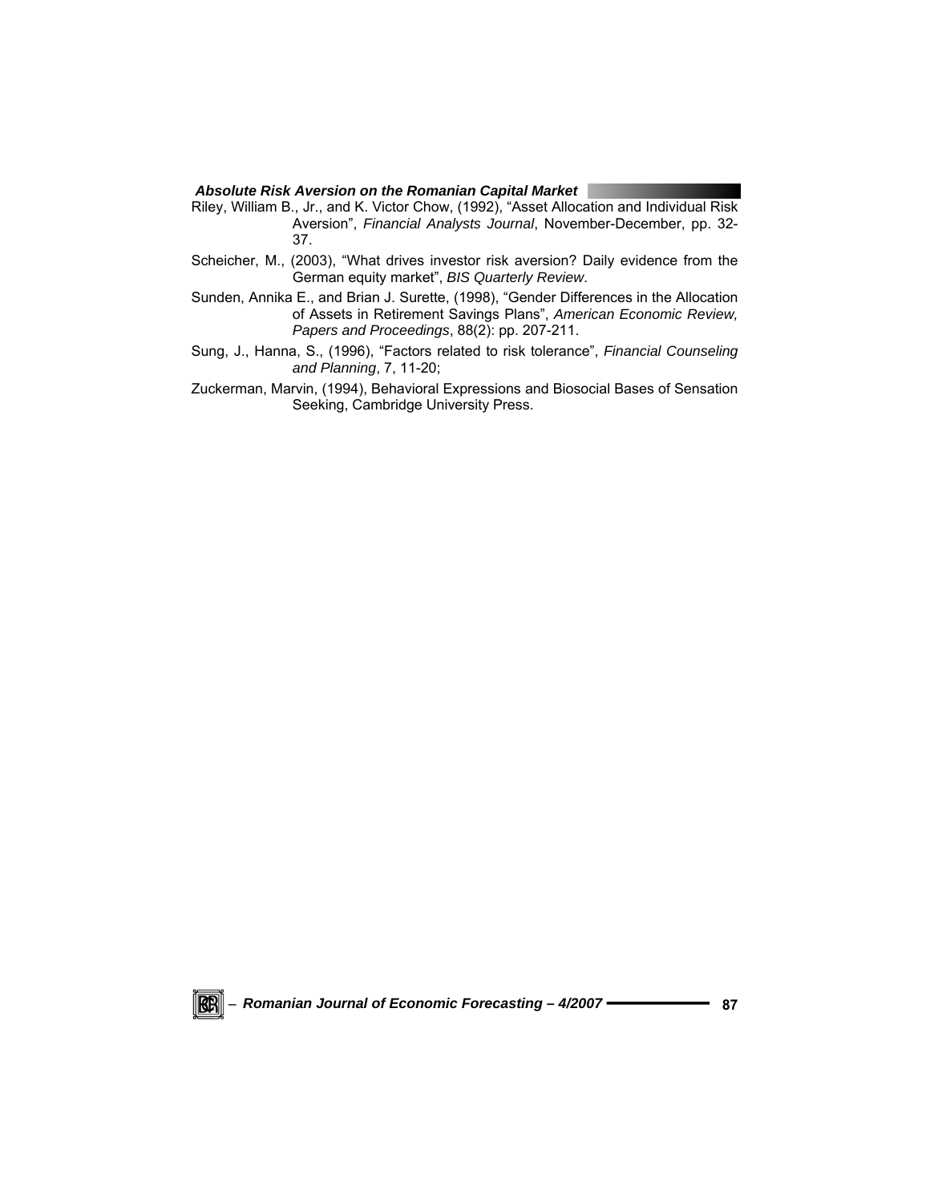Riley, William B., Jr., and K. Victor Chow, (1992), "Asset Allocation and Individual Risk Aversion", *Financial Analysts Journal*, November-December, pp. 32-37.

Scheicher, M., (2003), "What drives investor risk aversion? Daily evidence from the German equity market", *BIS Quarterly Review*.

Sunden, Annika E., and Brian J. Surette, (1998), "Gender Differences in the Allocation of Assets in Retirement Savings Plans", *American Economic Review, Papers and Proceedings*, 88(2): pp. 207-211.

Sung, J., Hanna, S., (1996), "Factors related to risk tolerance", *Financial Counseling and Planning*, 7, 11-20;

Zuckerman, Marvin, (1994), Behavioral Expressions and Biosocial Bases of Sensation Seeking, Cambridge University Press.